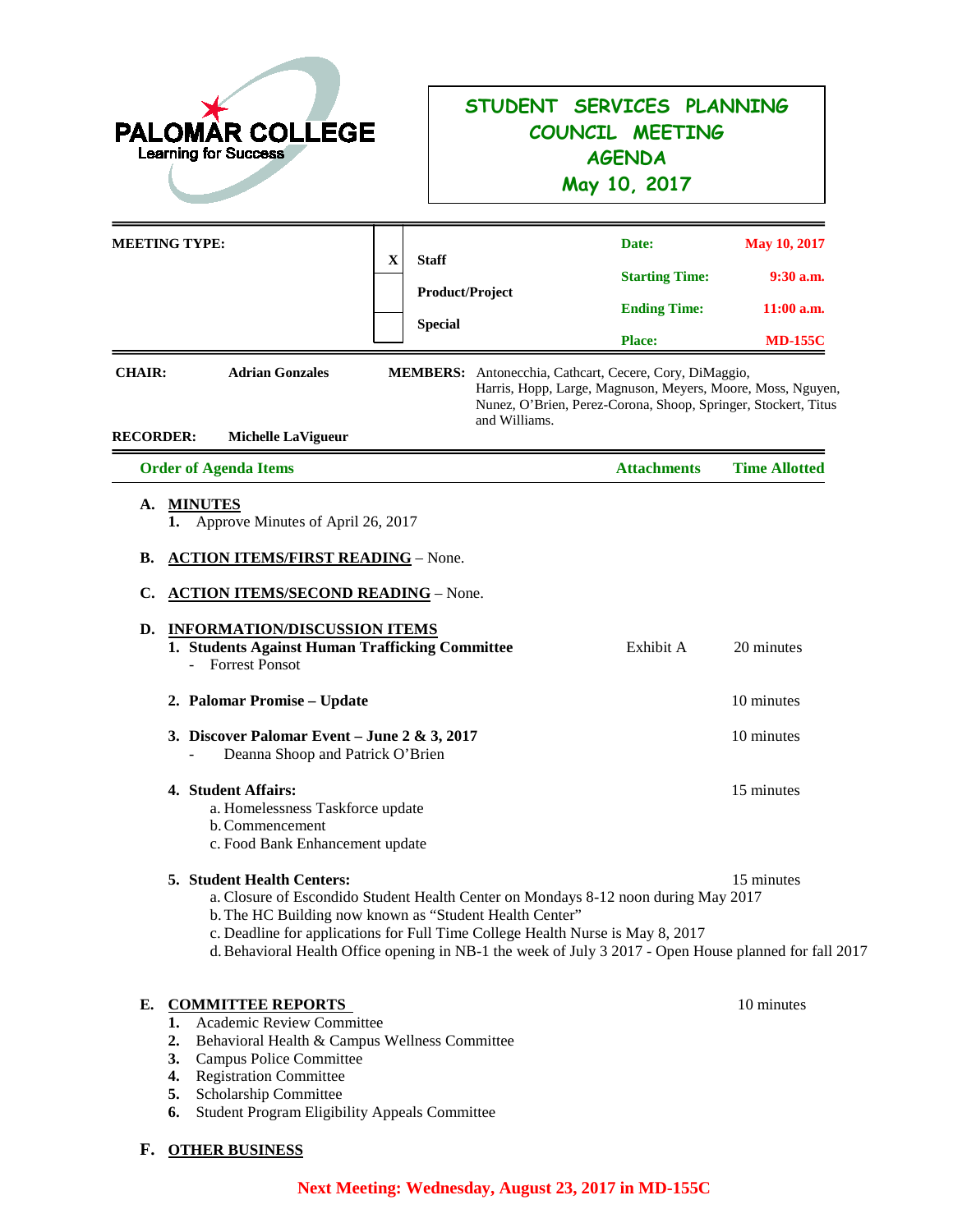**PALOMAR COLLEGE**
Learning for Success

# STUDENT SERVICES PLANNING COUNCIL MEETING AGENDA
## May 10, 2017

| MEETING TYPE: | | | | |
|---|---|---|---|---|
| | X | Staff | Date: | May 10, 2017 |
| | | Product/Project | Starting Time: | 9:30 a.m. |
| | | Special | Ending Time: | 11:00 a.m. |
| | | | Place: | MD-155C |

**CHAIR:** **Adrian Gonzales**

**MEMBERS:** Antonecchia, Cathcart, Cecere, Cory, DiMaggio, Harris, Hopp, Large, Magnuson, Meyers, Moore, Moss, Nguyen, Nunez, O'Brien, Perez-Corona, Shoop, Springer, Stockert, Titus and Williams.

**RECORDER:** **Michelle LaVigueur**

| Order of Agenda Items | Attachments | Time Allotted |
|---|---|---|

**A. MINUTES**

1. Approve Minutes of April 26, 2017

**B. ACTION ITEMS/FIRST READING** – None.

**C. ACTION ITEMS/SECOND READING** – None.

**D. INFORMATION/DISCUSSION ITEMS**

1. **Students Against Human Trafficking Committee** — Exhibit A — 20 minutes
   - Forrest Ponsot
2. **Palomar Promise – Update** — 10 minutes
3. **Discover Palomar Event – June 2 & 3, 2017** — 10 minutes
   - Deanna Shoop and Patrick O'Brien
4. **Student Affairs:** — 15 minutes
   a. Homelessness Taskforce update
   b. Commencement
   c. Food Bank Enhancement update
5. **Student Health Centers:** — 15 minutes
   a. Closure of Escondido Student Health Center on Mondays 8-12 noon during May 2017
   b. The HC Building now known as "Student Health Center"
   c. Deadline for applications for Full Time College Health Nurse is May 8, 2017
   d. Behavioral Health Office opening in NB-1 the week of July 3 2017 - Open House planned for fall 2017

**E. COMMITTEE REPORTS** — 10 minutes

1. Academic Review Committee
2. Behavioral Health & Campus Wellness Committee
3. Campus Police Committee
4. Registration Committee
5. Scholarship Committee
6. Student Program Eligibility Appeals Committee

**F. OTHER BUSINESS**

**Next Meeting: Wednesday, August 23, 2017 in MD-155C**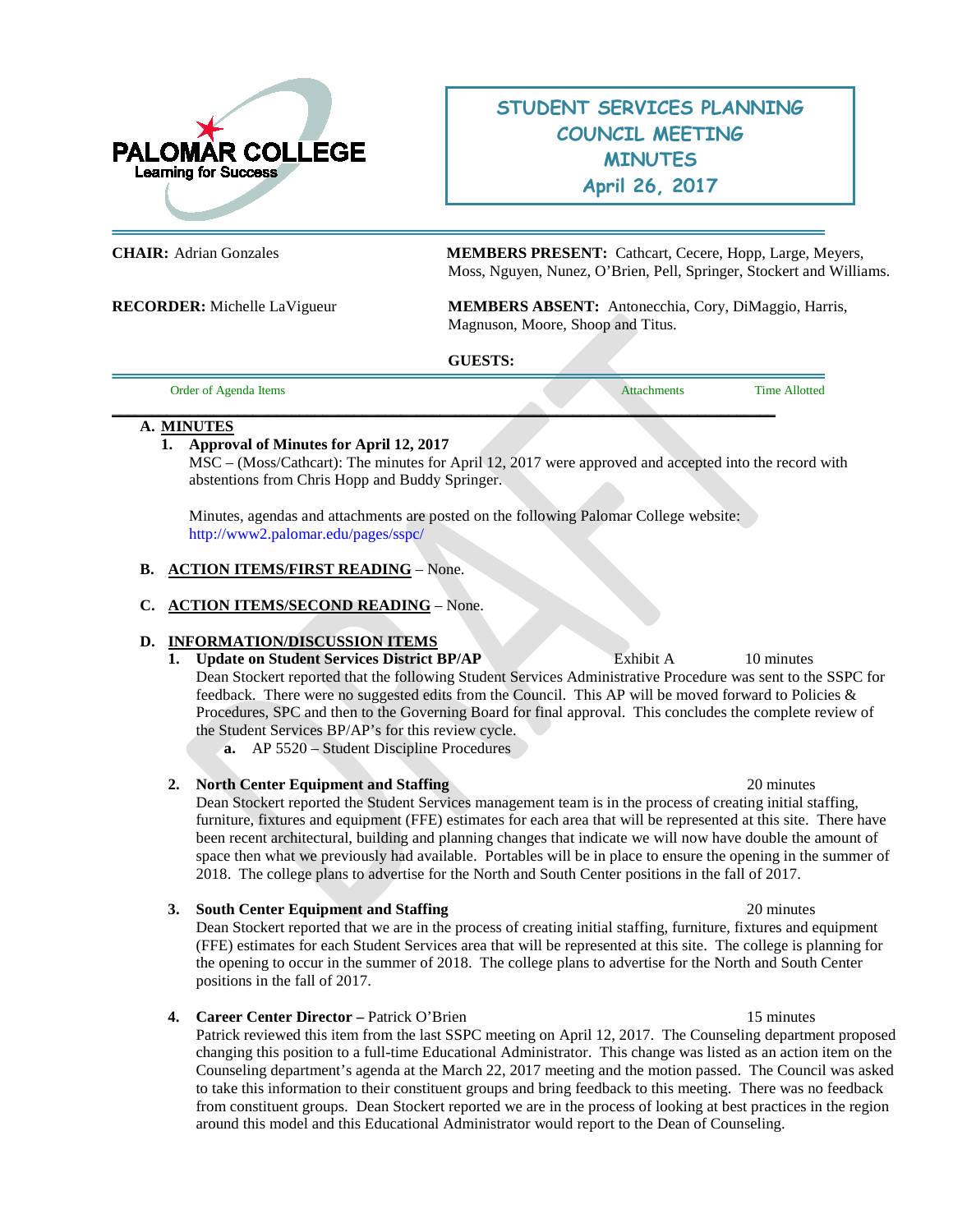PALOMAR COLLEGE
Learning for Success

# STUDENT SERVICES PLANNING COUNCIL MEETING MINUTES
## April 26, 2017

**CHAIR:** Adrian Gonzales

**RECORDER:** Michelle LaVigueur

**MEMBERS PRESENT:** Cathcart, Cecere, Hopp, Large, Meyers, Moss, Nguyen, Nunez, O'Brien, Pell, Springer, Stockert and Williams.

**MEMBERS ABSENT:** Antonecchia, Cory, DiMaggio, Harris, Magnuson, Moore, Shoop and Titus.

**GUESTS:**

| Order of Agenda Items | Attachments | Time Allotted |
|---|---|---|

**A. MINUTES**

**1. Approval of Minutes for April 12, 2017**

MSC – (Moss/Cathcart): The minutes for April 12, 2017 were approved and accepted into the record with abstentions from Chris Hopp and Buddy Springer.

Minutes, agendas and attachments are posted on the following Palomar College website: http://www2.palomar.edu/pages/sspc/

**B. ACTION ITEMS/FIRST READING** – None.

**C. ACTION ITEMS/SECOND READING** – None.

**D. INFORMATION/DISCUSSION ITEMS**

**1. Update on Student Services District BP/AP** — Exhibit A — 10 minutes

Dean Stockert reported that the following Student Services Administrative Procedure was sent to the SSPC for feedback. There were no suggested edits from the Council. This AP will be moved forward to Policies & Procedures, SPC and then to the Governing Board for final approval. This concludes the complete review of the Student Services BP/AP's for this review cycle.

**a.** AP 5520 – Student Discipline Procedures

**2. North Center Equipment and Staffing** — 20 minutes

Dean Stockert reported the Student Services management team is in the process of creating initial staffing, furniture, fixtures and equipment (FFE) estimates for each area that will be represented at this site. There have been recent architectural, building and planning changes that indicate we will now have double the amount of space then what we previously had available. Portables will be in place to ensure the opening in the summer of 2018. The college plans to advertise for the North and South Center positions in the fall of 2017.

**3. South Center Equipment and Staffing** — 20 minutes

Dean Stockert reported that we are in the process of creating initial staffing, furniture, fixtures and equipment (FFE) estimates for each Student Services area that will be represented at this site. The college is planning for the opening to occur in the summer of 2018. The college plans to advertise for the North and South Center positions in the fall of 2017.

**4. Career Center Director –** Patrick O'Brien — 15 minutes

Patrick reviewed this item from the last SSPC meeting on April 12, 2017. The Counseling department proposed changing this position to a full-time Educational Administrator. This change was listed as an action item on the Counseling department's agenda at the March 22, 2017 meeting and the motion passed. The Council was asked to take this information to their constituent groups and bring feedback to this meeting. There was no feedback from constituent groups. Dean Stockert reported we are in the process of looking at best practices in the region around this model and this Educational Administrator would report to the Dean of Counseling.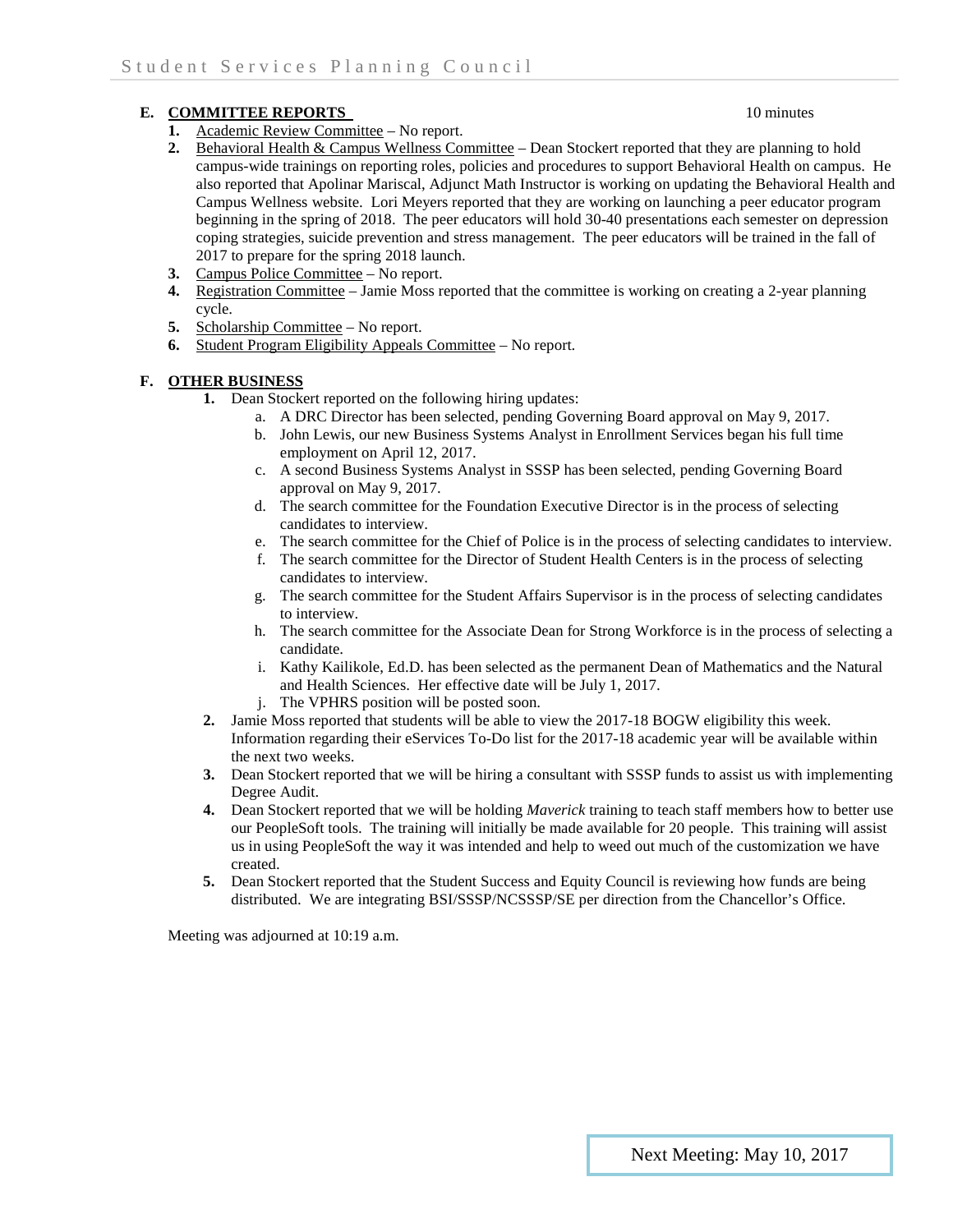## E. COMMITTEE REPORTS

10 minutes

1. Academic Review Committee – No report.
2. Behavioral Health & Campus Wellness Committee – Dean Stockert reported that they are planning to hold campus-wide trainings on reporting roles, policies and procedures to support Behavioral Health on campus. He also reported that Apolinar Mariscal, Adjunct Math Instructor is working on updating the Behavioral Health and Campus Wellness website. Lori Meyers reported that they are working on launching a peer educator program beginning in the spring of 2018. The peer educators will hold 30-40 presentations each semester on depression coping strategies, suicide prevention and stress management. The peer educators will be trained in the fall of 2017 to prepare for the spring 2018 launch.
3. Campus Police Committee – No report.
4. Registration Committee – Jamie Moss reported that the committee is working on creating a 2-year planning cycle.
5. Scholarship Committee – No report.
6. Student Program Eligibility Appeals Committee – No report.

## F. OTHER BUSINESS

1. Dean Stockert reported on the following hiring updates:
   a. A DRC Director has been selected, pending Governing Board approval on May 9, 2017.
   b. John Lewis, our new Business Systems Analyst in Enrollment Services began his full time employment on April 12, 2017.
   c. A second Business Systems Analyst in SSSP has been selected, pending Governing Board approval on May 9, 2017.
   d. The search committee for the Foundation Executive Director is in the process of selecting candidates to interview.
   e. The search committee for the Chief of Police is in the process of selecting candidates to interview.
   f. The search committee for the Director of Student Health Centers is in the process of selecting candidates to interview.
   g. The search committee for the Student Affairs Supervisor is in the process of selecting candidates to interview.
   h. The search committee for the Associate Dean for Strong Workforce is in the process of selecting a candidate.
   i. Kathy Kailikole, Ed.D. has been selected as the permanent Dean of Mathematics and the Natural and Health Sciences. Her effective date will be July 1, 2017.
   j. The VPHRS position will be posted soon.
2. Jamie Moss reported that students will be able to view the 2017-18 BOGW eligibility this week. Information regarding their eServices To-Do list for the 2017-18 academic year will be available within the next two weeks.
3. Dean Stockert reported that we will be hiring a consultant with SSSP funds to assist us with implementing Degree Audit.
4. Dean Stockert reported that we will be holding *Maverick* training to teach staff members how to better use our PeopleSoft tools. The training will initially be made available for 20 people. This training will assist us in using PeopleSoft the way it was intended and help to weed out much of the customization we have created.
5. Dean Stockert reported that the Student Success and Equity Council is reviewing how funds are being distributed. We are integrating BSI/SSSP/NCSSSP/SE per direction from the Chancellor's Office.

Meeting was adjourned at 10:19 a.m.

Next Meeting: May 10, 2017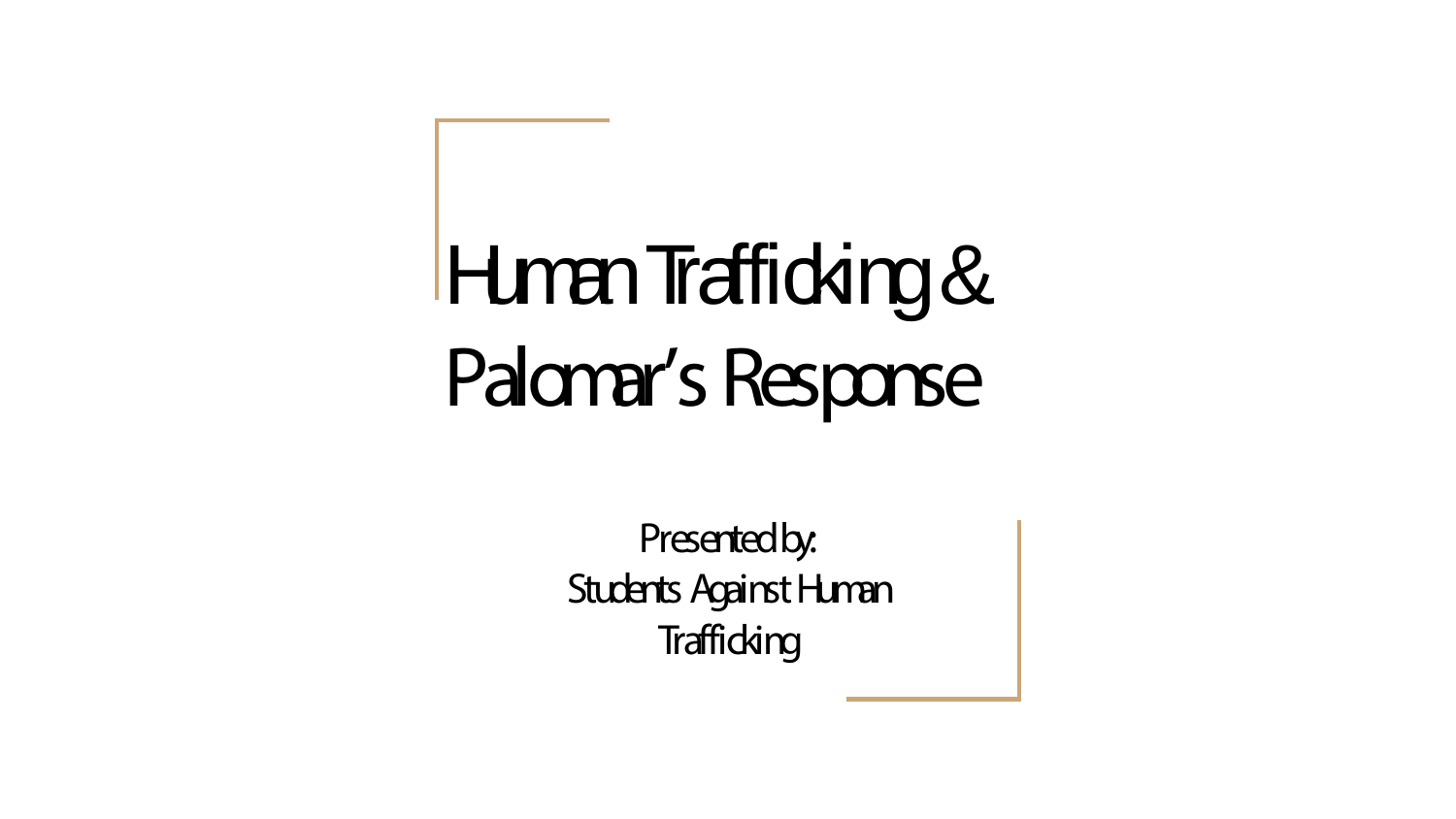# Human Trafficking & Palomar's Response

Presented by:
Students Against Human Trafficking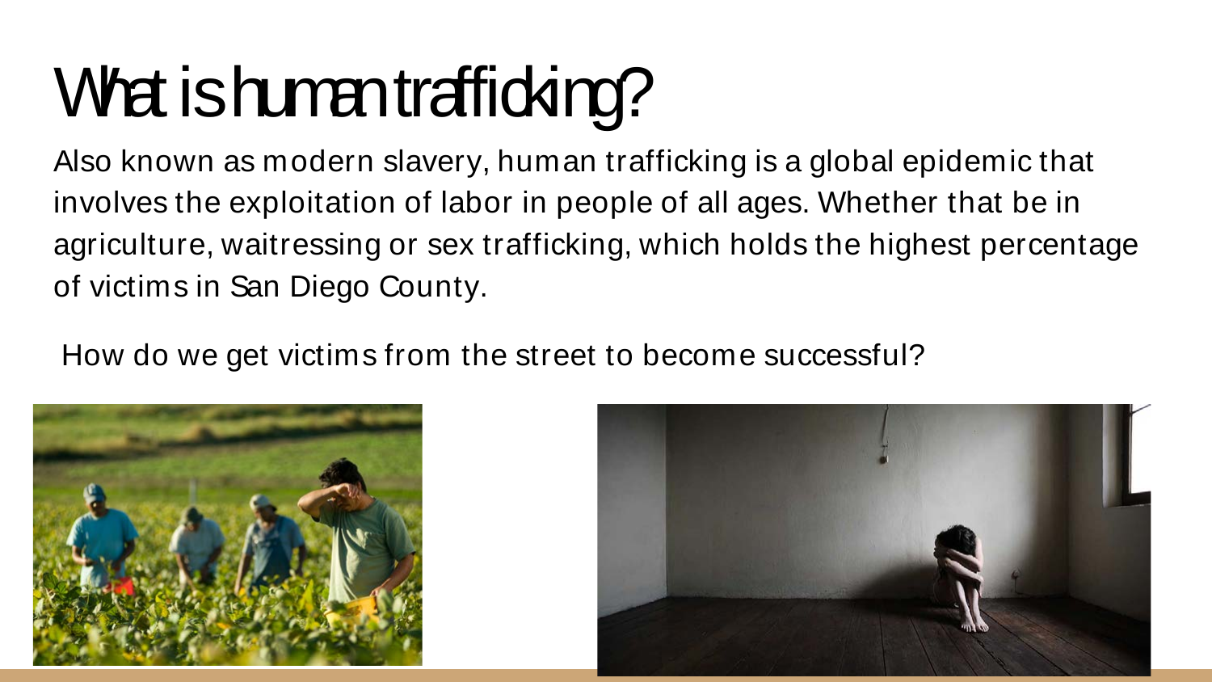# What is human trafficking?

Also known as modern slavery, human trafficking is a global epidemic that involves the exploitation of labor in people of all ages. Whether that be in agriculture, waitressing or sex trafficking, which holds the highest percentage of victims in San Diego County.

How do we get victims from the street to become successful?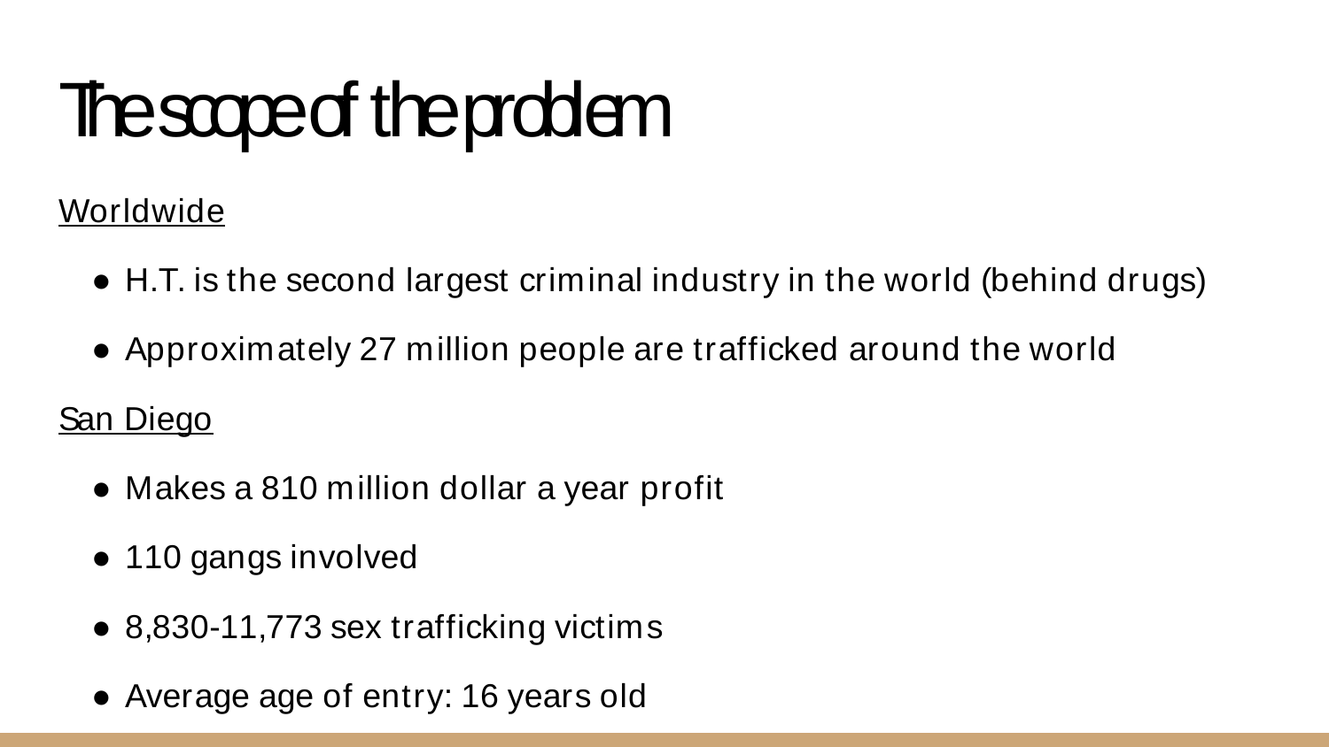# The scope of the problem

Worldwide

- H.T. is the second largest criminal industry in the world (behind drugs)
- Approximately 27 million people are trafficked around the world

San Diego

- Makes a 810 million dollar a year profit
- 110 gangs involved
- 8,830-11,773 sex trafficking victims
- Average age of entry: 16 years old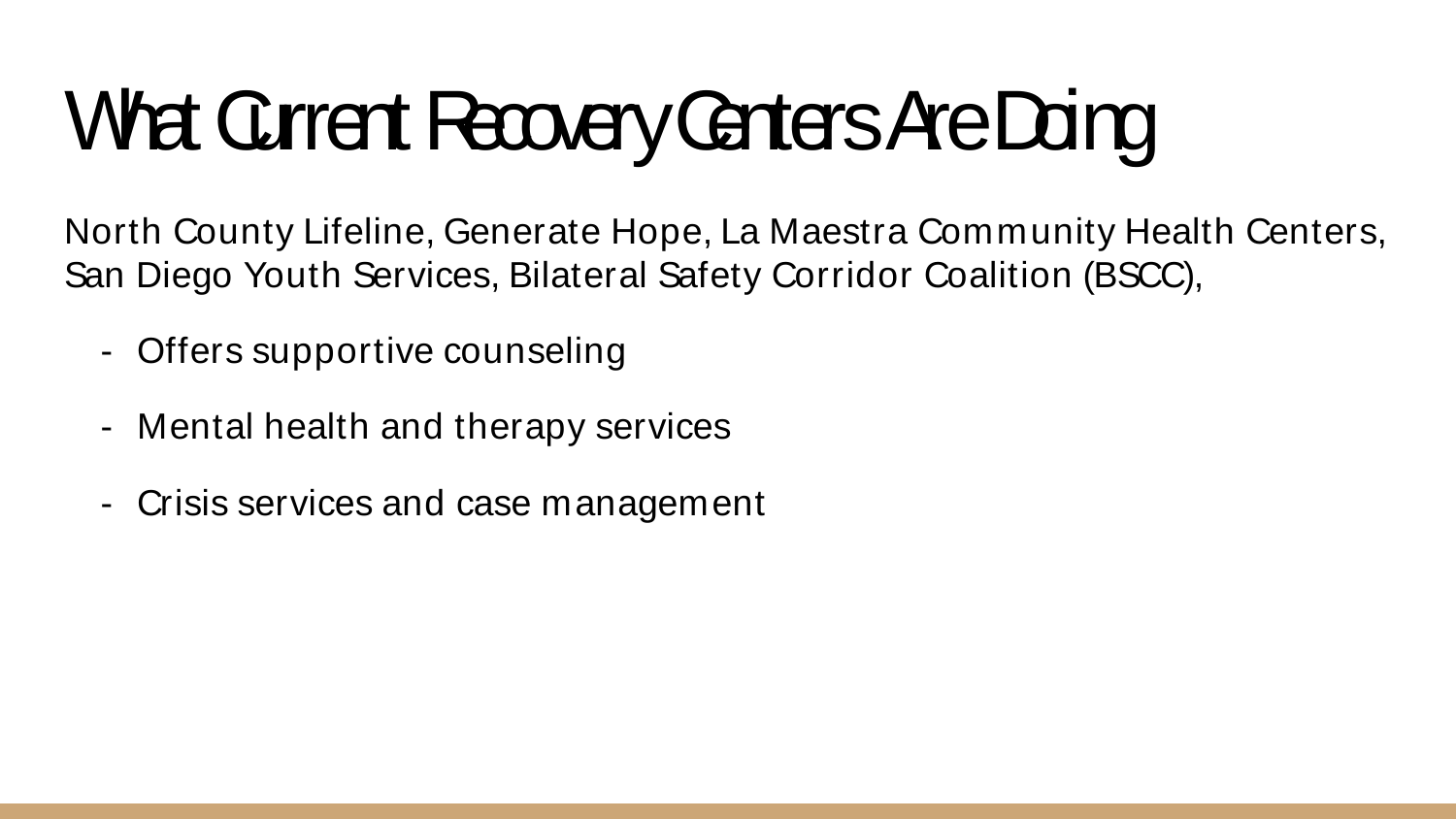# What Current Recovery Centers Are Doing

North County Lifeline, Generate Hope, La Maestra Community Health Centers, San Diego Youth Services, Bilateral Safety Corridor Coalition (BSCC),

- Offers supportive counseling
- Mental health and therapy services
- Crisis services and case management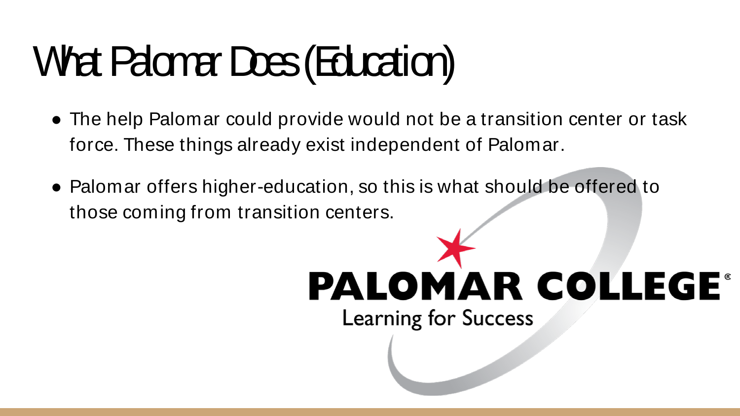# What Palomar Does (Education)

- The help Palomar could provide would not be a transition center or task force. These things already exist independent of Palomar.
- Palomar offers higher-education, so this is what should be offered to those coming from transition centers.

PALOMAR COLLEGE®
Learning for Success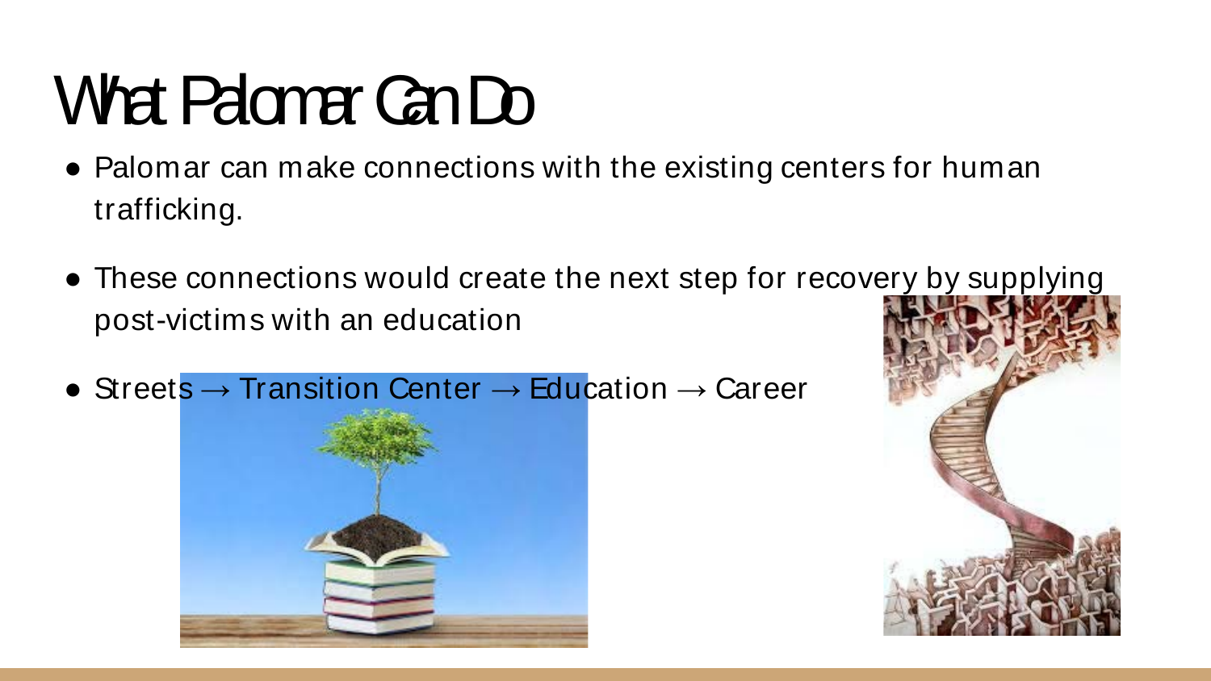# What Palomar Can Do

- Palomar can make connections with the existing centers for human trafficking.
- These connections would create the next step for recovery by supplying post-victims with an education
- Streets → Transition Center → Education → Career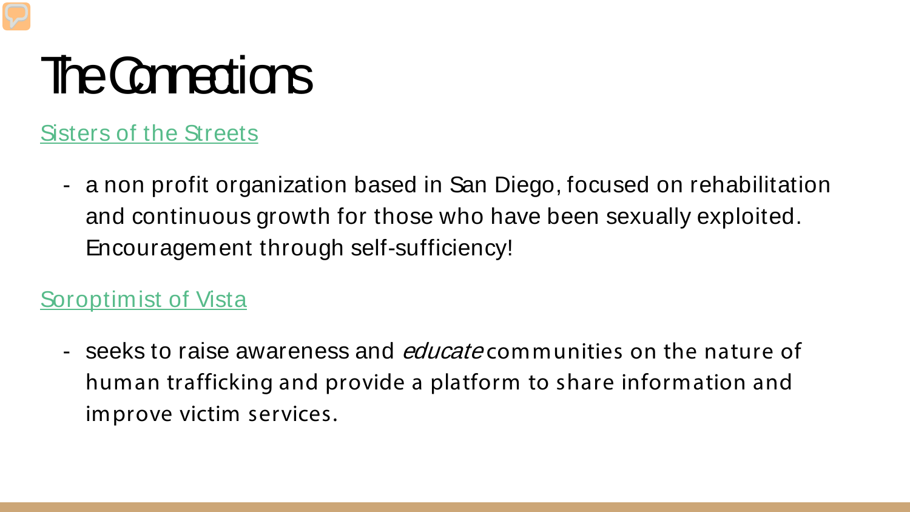# The Connections

[Sisters of the Streets]

- a non profit organization based in San Diego, focused on rehabilitation and continuous growth for those who have been sexually exploited. Encouragement through self-sufficiency!

[Soroptimist of Vista]

- seeks to raise awareness and *educate* communities on the nature of human trafficking and provide a platform to share information and improve victim services.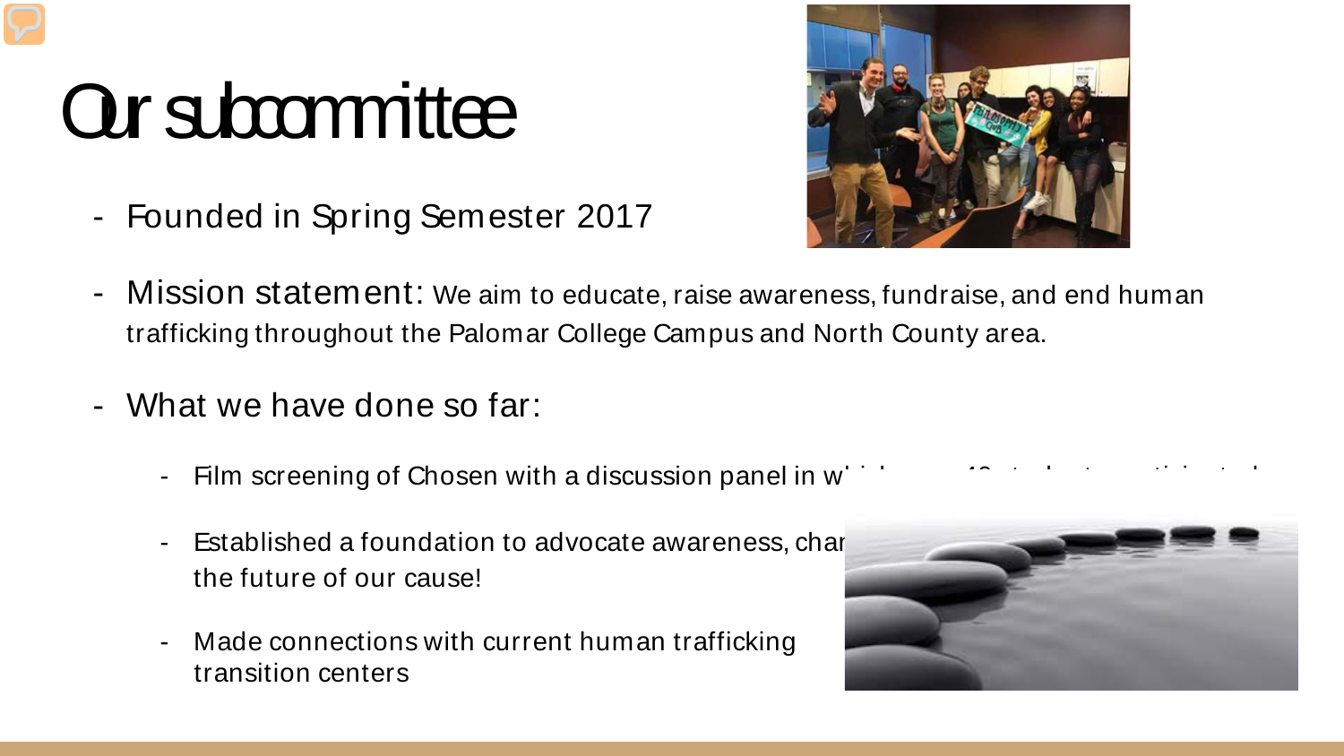# Our subcommittee

- Founded in Spring Semester 2017
- Mission statement: We aim to educate, raise awareness, fundraise, and end human trafficking throughout the Palomar College Campus and North County area.
- What we have done so far:
  - Film screening of Chosen with a discussion panel in w
  - Established a foundation to advocate awareness, char the future of our cause!
  - Made connections with current human trafficking transition centers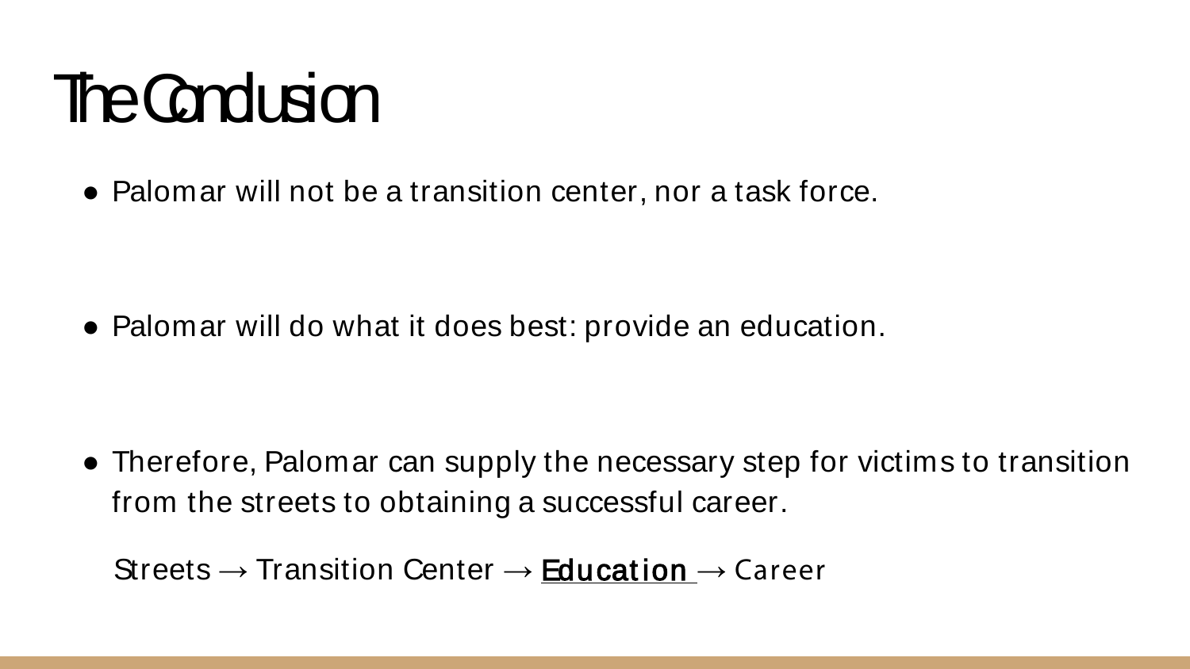# The Conclusion

- Palomar will not be a transition center, nor a task force.

- Palomar will do what it does best: provide an education.

- Therefore, Palomar can supply the necessary step for victims to transition from the streets to obtaining a successful career.

Streets → Transition Center → <u>**Education**</u> → Career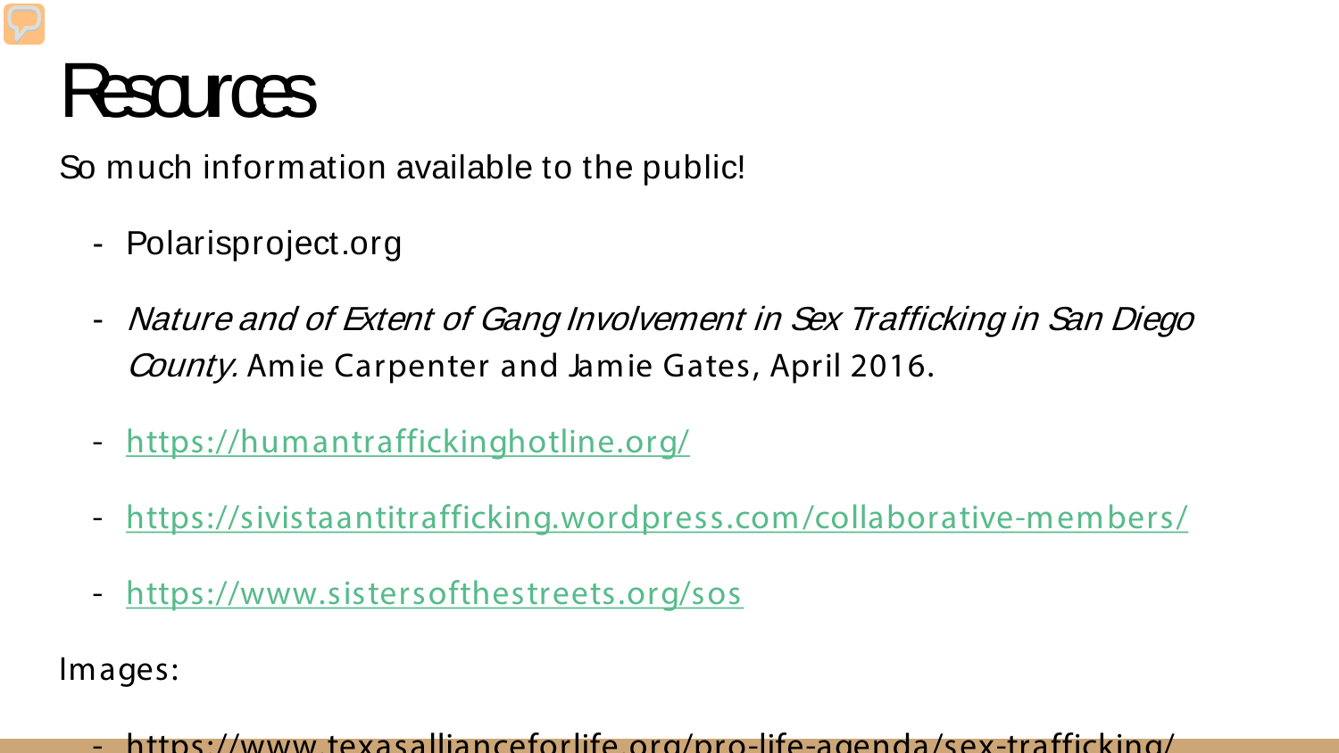# Resources

So much information available to the public!

- Polarisproject.org
- *Nature and of Extent of Gang Involvement in Sex Trafficking in San Diego County.* Amie Carpenter and Jamie Gates, April 2016.
- https://humantraffickinghotline.org/
- https://sivistaantitrafficking.wordpress.com/collaborative-members/
- https://www.sistersofthestreets.org/sos

Images:

- https://www.texasallianceforlife.org/pro-life-agenda/sex-trafficking/